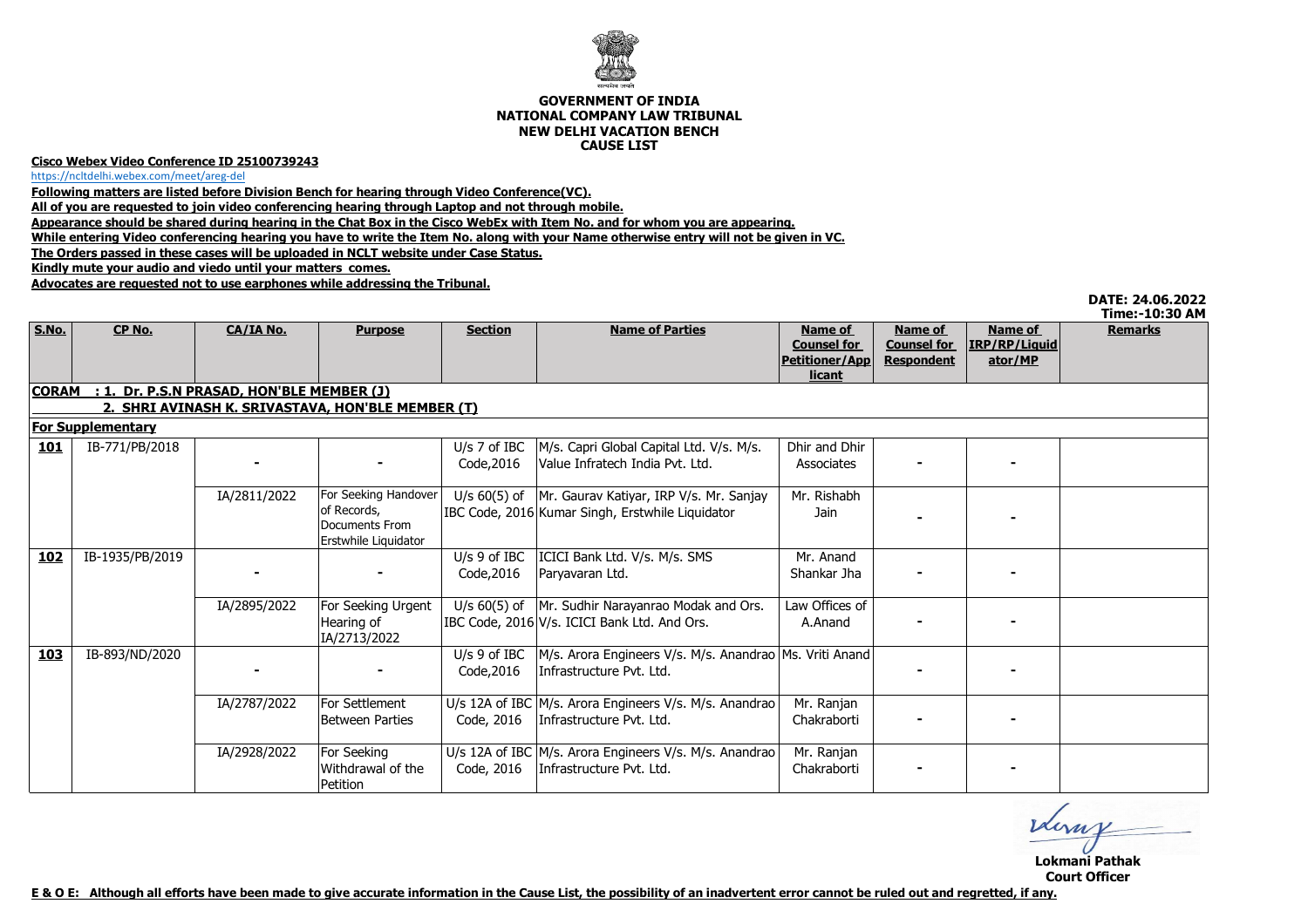# GOVERNMENT OF INDIA
# NATIONAL COMPANY LAW TRIBUNAL
# NEW DELHI VACATION BENCH
# CAUSE LIST

**Cisco Webex Video Conference ID 25100739243**

https://ncltdelhi.webex.com/meet/areg-del

**Following matters are listed before Division Bench for hearing through Video Conference(VC).**

**All of you are requested to join video conferencing hearing through Laptop and not through mobile.**

**Appearance should be shared during hearing in the Chat Box in the Cisco WebEx with Item No. and for whom you are appearing.**

**While entering Video conferencing hearing you have to write the Item No. along with your Name otherwise entry will not be given in VC.**

**The Orders passed in these cases will be uploaded in NCLT website under Case Status.**

**Kindly mute your audio and viedo until your matters comes.**

**Advocates are requested not to use earphones while addressing the Tribunal.**

**DATE: 24.06.2022**
**Time:-10:30 AM**

| S.No. | CP No. | CA/IA No. | Purpose | Section | Name of Parties | Name of Counsel for Petitioner/Applicant | Name of Counsel for Respondent | Name of IRP/RP/Liquidator/MP | Remarks |
|---|---|---|---|---|---|---|---|---|---|
| **CORAM : 1. Dr. P.S.N PRASAD, HON'BLE MEMBER (J)** | | | | | | | | | |
| **2. SHRI AVINASH K. SRIVASTAVA, HON'BLE MEMBER (T)** | | | | | | | | | |
| **For Supplementary** | | | | | | | | | |
| **101** | IB-771/PB/2018 | - | - | U/s 7 of IBC Code,2016 | M/s. Capri Global Capital Ltd. V/s. M/s. Value Infratech India Pvt. Ltd. | Dhir and Dhir Associates | - | - | |
| | | IA/2811/2022 | For Seeking Handover of Records, Documents From Erstwhile Liquidator | U/s 60(5) of IBC Code, 2016 | Mr. Gaurav Katiyar, IRP V/s. Mr. Sanjay Kumar Singh, Erstwhile Liquidator | Mr. Rishabh Jain | - | - | |
| **102** | IB-1935/PB/2019 | - | - | U/s 9 of IBC Code,2016 | ICICI Bank Ltd. V/s. M/s. SMS Paryavaran Ltd. | Mr. Anand Shankar Jha | - | - | |
| | | IA/2895/2022 | For Seeking Urgent Hearing of IA/2713/2022 | U/s 60(5) of IBC Code, 2016 | Mr. Sudhir Narayanrao Modak and Ors. V/s. ICICI Bank Ltd. And Ors. | Law Offices of A.Anand | - | - | |
| **103** | IB-893/ND/2020 | - | - | U/s 9 of IBC Code,2016 | M/s. Arora Engineers V/s. M/s. Anandrao Infrastructure Pvt. Ltd. | Ms. Vriti Anand | - | - | |
| | | IA/2787/2022 | For Settlement Between Parties | U/s 12A of IBC Code, 2016 | M/s. Arora Engineers V/s. M/s. Anandrao Infrastructure Pvt. Ltd. | Mr. Ranjan Chakraborti | - | - | |
| | | IA/2928/2022 | For Seeking Withdrawal of the Petition | U/s 12A of IBC Code, 2016 | M/s. Arora Engineers V/s. M/s. Anandrao Infrastructure Pvt. Ltd. | Mr. Ranjan Chakraborti | - | - | |

**Lokmani Pathak**
**Court Officer**

**E & O E: Although all efforts have been made to give accurate information in the Cause List, the possibility of an inadvertent error cannot be ruled out and regretted, if any.**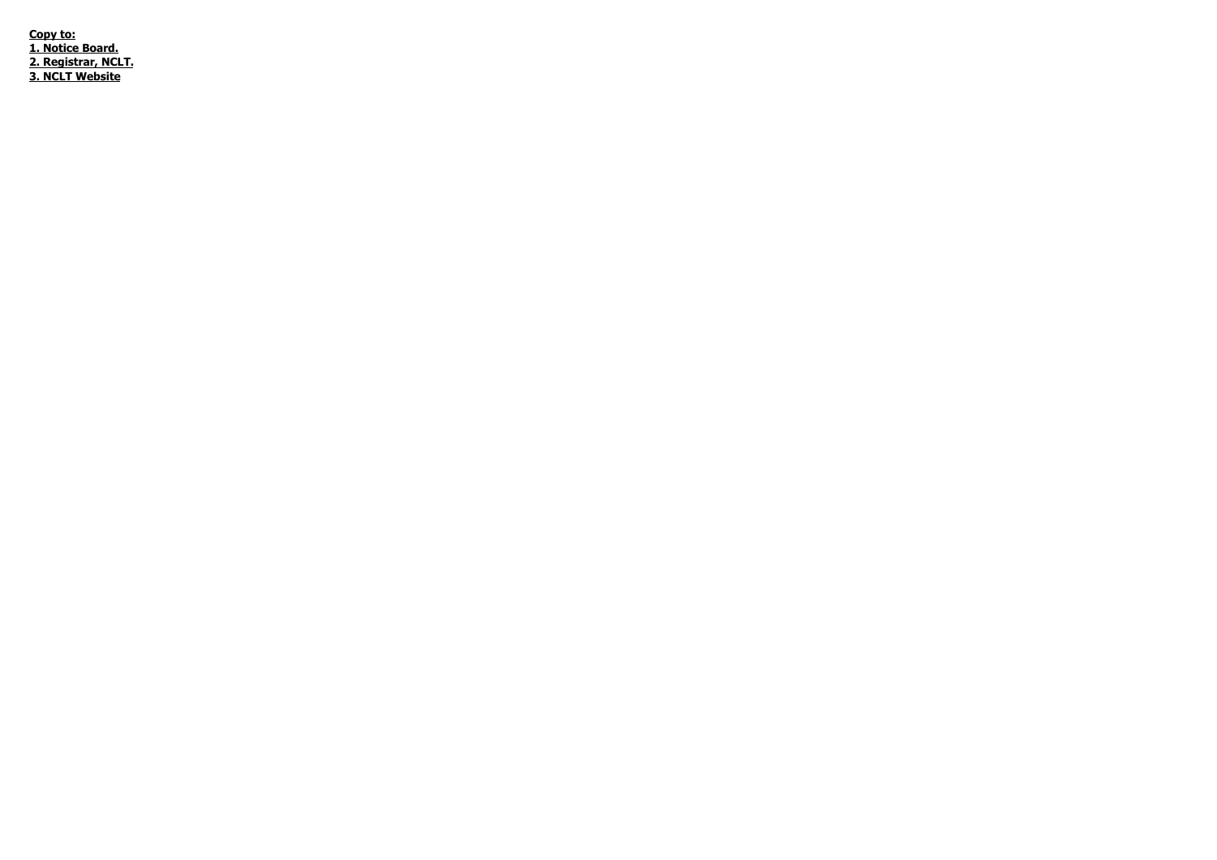**Copy to:**
**1. Notice Board.**
**2. Registrar, NCLT.**
**3. NCLT Website**